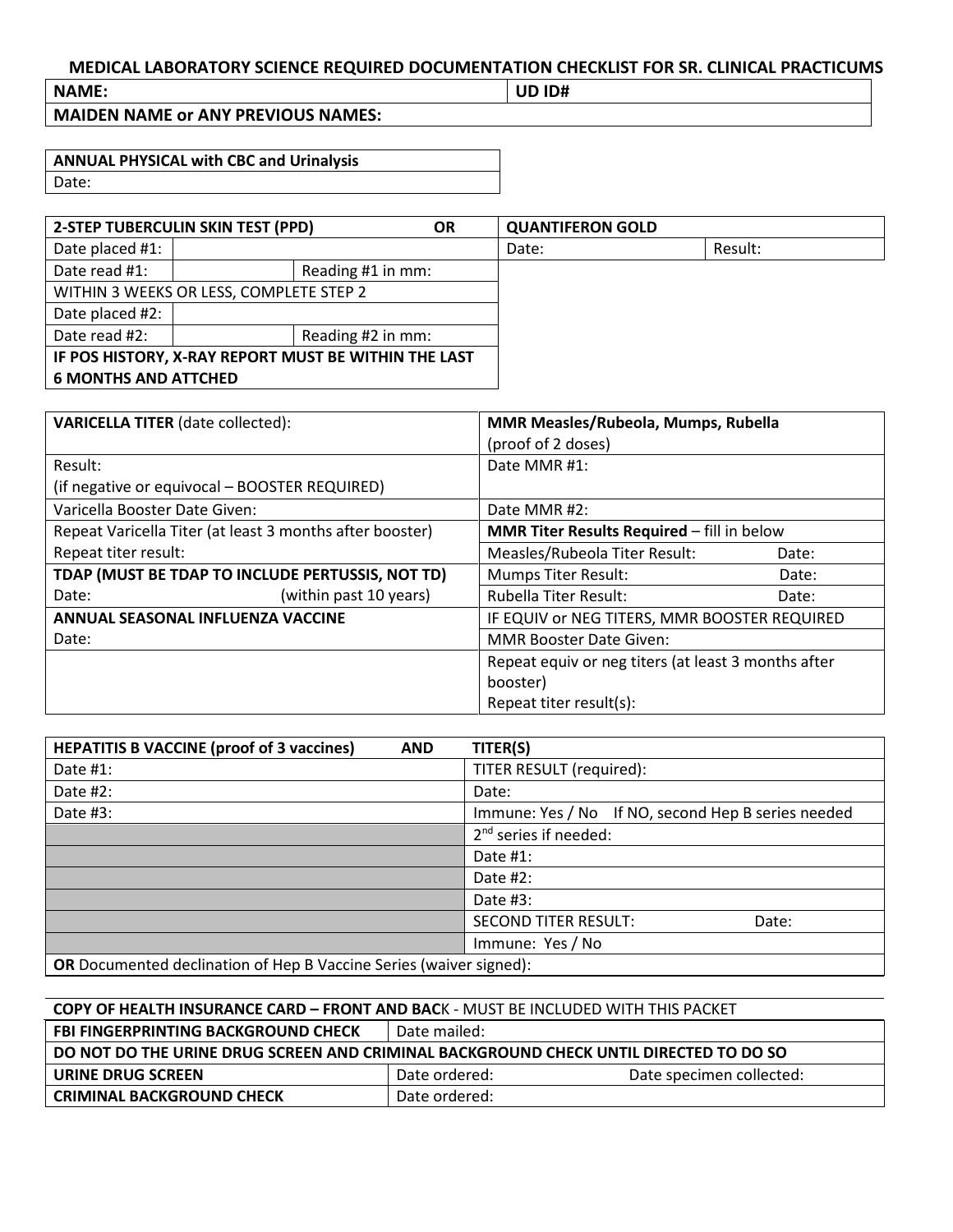# MEDICAL LABORATORY SCIENCE REQUIRED DOCUMENTATION CHECKLIST FOR SR. CLINICAL PRACTICUMS

| **NAME:** | **UD ID#** |
|---|---|
| **MAIDEN NAME or ANY PREVIOUS NAMES:** | |

| **ANNUAL PHYSICAL with CBC and Urinalysis** |
|---|
| Date: |

| **2-STEP TUBERCULIN SKIN TEST (PPD)** | | **OR** | **QUANTIFERON GOLD** | |
|---|---|---|---|---|
| Date placed #1: | | | Date: | Result: |
| Date read #1: | | Reading #1 in mm: | | |
| WITHIN 3 WEEKS OR LESS, COMPLETE STEP 2 | | | | |
| Date placed #2: | | | | |
| Date read #2: | | Reading #2 in mm: | | |
| **IF POS HISTORY, X-RAY REPORT MUST BE WITHIN THE LAST 6 MONTHS AND ATTCHED** | | | | |

| **VARICELLA TITER** (date collected): | **MMR Measles/Rubeola, Mumps, Rubella** (proof of 2 doses) | |
|---|---|---|
| Result: (if negative or equivocal – BOOSTER REQUIRED) | Date MMR #1: | |
| Varicella Booster Date Given: | Date MMR #2: | |
| Repeat Varicella Titer (at least 3 months after booster) | **MMR Titer Results Required** – fill in below | |
| Repeat titer result: | Measles/Rubeola Titer Result: | Date: |
| **TDAP (MUST BE TDAP TO INCLUDE PERTUSSIS, NOT TD)** | Mumps Titer Result: | Date: |
| Date: (within past 10 years) | Rubella Titer Result: | Date: |
| **ANNUAL SEASONAL INFLUENZA VACCINE** | IF EQUIV or NEG TITERS, MMR BOOSTER REQUIRED | |
| Date: | MMR Booster Date Given: | |
| | Repeat equiv or neg titers (at least 3 months after booster) Repeat titer result(s): | |

| **HEPATITIS B VACCINE (proof of 3 vaccines) AND** | **TITER(S)** | |
|---|---|---|
| Date #1: | TITER RESULT (required): | |
| Date #2: | Date: | |
| Date #3: | Immune: Yes / No If NO, second Hep B series needed | |
| | 2nd series if needed: | |
| | Date #1: | |
| | Date #2: | |
| | Date #3: | |
| | SECOND TITER RESULT: | Date: |
| | Immune: Yes / No | |
| **OR** Documented declination of Hep B Vaccine Series (waiver signed): | | |

| **COPY OF HEALTH INSURANCE CARD – FRONT AND BAC**K - MUST BE INCLUDED WITH THIS PACKET | | |
|---|---|---|
| **FBI FINGERPRINTING BACKGROUND CHECK** | Date mailed: | |
| **DO NOT DO THE URINE DRUG SCREEN AND CRIMINAL BACKGROUND CHECK UNTIL DIRECTED TO DO SO** | | |
| **URINE DRUG SCREEN** | Date ordered: | Date specimen collected: |
| **CRIMINAL BACKGROUND CHECK** | Date ordered: | |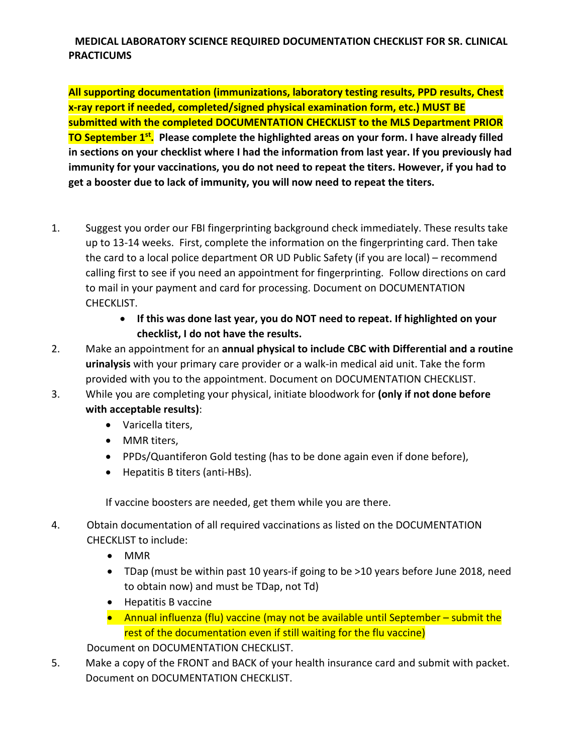**MEDICAL LABORATORY SCIENCE REQUIRED DOCUMENTATION CHECKLIST FOR SR. CLINICAL PRACTICUMS**

**All supporting documentation (immunizations, laboratory testing results, PPD results, Chest x-ray report if needed, completed/signed physical examination form, etc.) MUST BE submitted with the completed DOCUMENTATION CHECKLIST to the MLS Department PRIOR TO September 1st. Please complete the highlighted areas on your form. I have already filled in sections on your checklist where I had the information from last year. If you previously had immunity for your vaccinations, you do not need to repeat the titers. However, if you had to get a booster due to lack of immunity, you will now need to repeat the titers.**

1. Suggest you order our FBI fingerprinting background check immediately. These results take up to 13-14 weeks. First, complete the information on the fingerprinting card. Then take the card to a local police department OR UD Public Safety (if you are local) – recommend calling first to see if you need an appointment for fingerprinting. Follow directions on card to mail in your payment and card for processing. Document on DOCUMENTATION CHECKLIST.
   - **If this was done last year, you do NOT need to repeat. If highlighted on your checklist, I do not have the results.**
2. Make an appointment for an **annual physical to include CBC with Differential and a routine urinalysis** with your primary care provider or a walk-in medical aid unit. Take the form provided with you to the appointment. Document on DOCUMENTATION CHECKLIST.
3. While you are completing your physical, initiate bloodwork for **(only if not done before with acceptable results)**:
   - Varicella titers,
   - MMR titers,
   - PPDs/Quantiferon Gold testing (has to be done again even if done before),
   - Hepatitis B titers (anti-HBs).

   If vaccine boosters are needed, get them while you are there.
4. Obtain documentation of all required vaccinations as listed on the DOCUMENTATION CHECKLIST to include:
   - MMR
   - TDap (must be within past 10 years-if going to be >10 years before June 2018, need to obtain now) and must be TDap, not Td)
   - Hepatitis B vaccine
   - Annual influenza (flu) vaccine (may not be available until September – submit the rest of the documentation even if still waiting for the flu vaccine)

   Document on DOCUMENTATION CHECKLIST.
5. Make a copy of the FRONT and BACK of your health insurance card and submit with packet. Document on DOCUMENTATION CHECKLIST.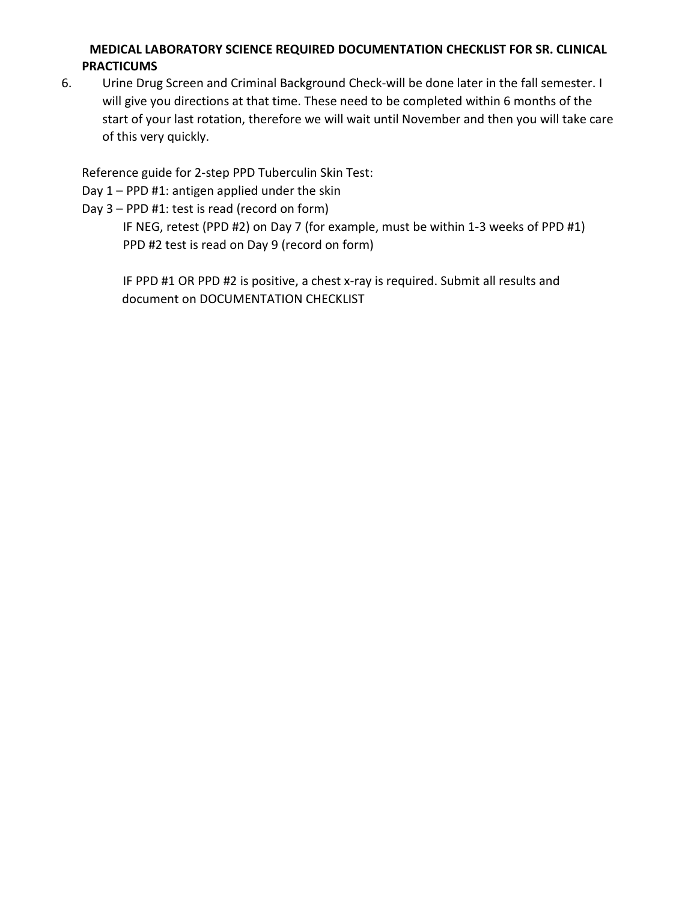**MEDICAL LABORATORY SCIENCE REQUIRED DOCUMENTATION CHECKLIST FOR SR. CLINICAL PRACTICUMS**

6. Urine Drug Screen and Criminal Background Check-will be done later in the fall semester. I will give you directions at that time. These need to be completed within 6 months of the start of your last rotation, therefore we will wait until November and then you will take care of this very quickly.

Reference guide for 2-step PPD Tuberculin Skin Test:

Day 1 – PPD #1: antigen applied under the skin

Day 3 – PPD #1: test is read (record on form)

IF NEG, retest (PPD #2) on Day 7 (for example, must be within 1-3 weeks of PPD #1)

PPD #2 test is read on Day 9 (record on form)

IF PPD #1 OR PPD #2 is positive, a chest x-ray is required. Submit all results and document on DOCUMENTATION CHECKLIST